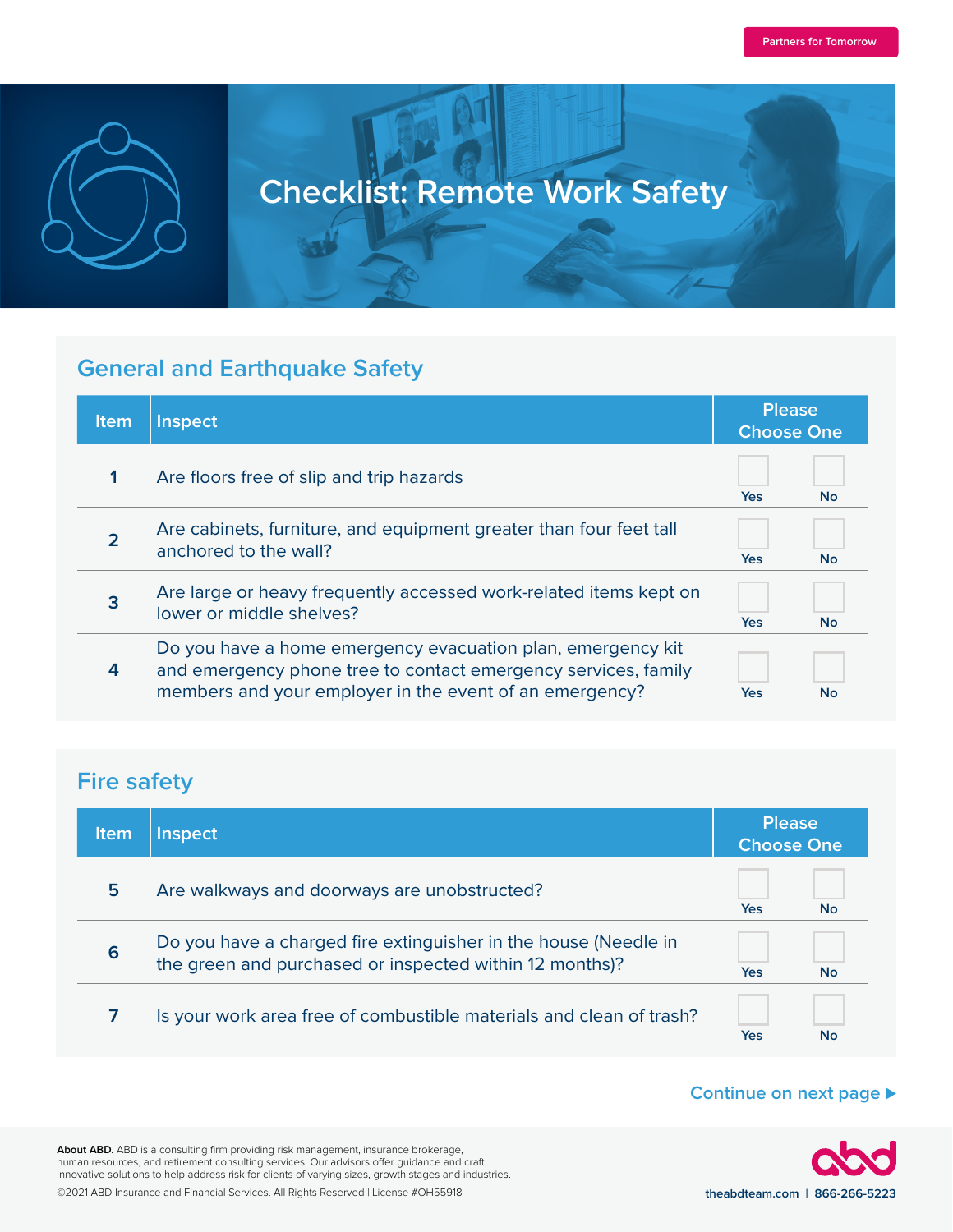Partners for Tomorrow

# Checklist: Remote Work Safety

## General and Earthquake Safety

| Item | Inspect | Please Choose One | |
|---|---|---|---|
| 1 | Are floors free of slip and trip hazards | Yes | No |
| 2 | Are cabinets, furniture, and equipment greater than four feet tall anchored to the wall? | Yes | No |
| 3 | Are large or heavy frequently accessed work-related items kept on lower or middle shelves? | Yes | No |
| 4 | Do you have a home emergency evacuation plan, emergency kit and emergency phone tree to contact emergency services, family members and your employer in the event of an emergency? | Yes | No |

## Fire safety

| Item | Inspect | Please Choose One | |
|---|---|---|---|
| 5 | Are walkways and doorways are unobstructed? | Yes | No |
| 6 | Do you have a charged fire extinguisher in the house (Needle in the green and purchased or inspected within 12 months)? | Yes | No |
| 7 | Is your work area free of combustible materials and clean of trash? | Yes | No |

Continue on next page ▶

**About ABD.** ABD is a consulting firm providing risk management, insurance brokerage, human resources, and retirement consulting services. Our advisors offer guidance and craft innovative solutions to help address risk for clients of varying sizes, growth stages and industries.

©2021 ABD Insurance and Financial Services. All Rights Reserved | License #OH55918

abd

theabdteam.com | 866-266-5223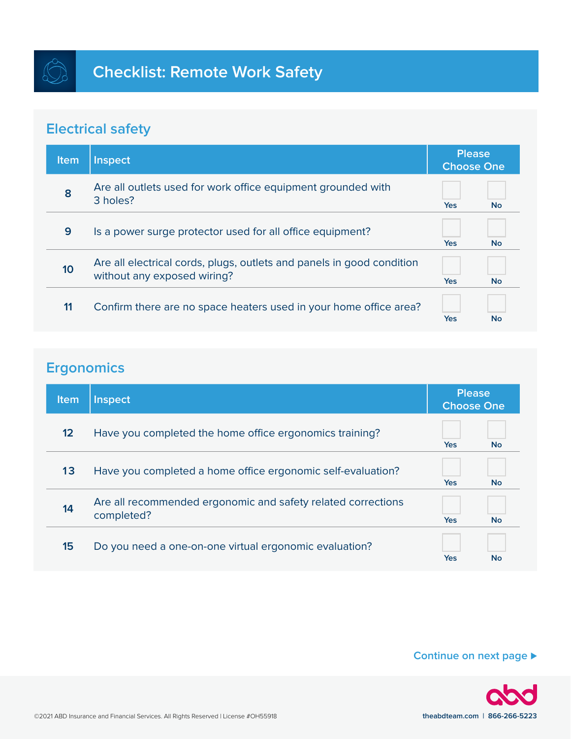# Checklist: Remote Work Safety

## Electrical safety

| Item | Inspect | Please Choose One | |
|---|---|---|---|
| 8 | Are all outlets used for work office equipment grounded with 3 holes? | ☐ Yes | ☐ No |
| 9 | Is a power surge protector used for all office equipment? | ☐ Yes | ☐ No |
| 10 | Are all electrical cords, plugs, outlets and panels in good condition without any exposed wiring? | ☐ Yes | ☐ No |
| 11 | Confirm there are no space heaters used in your home office area? | ☐ Yes | ☐ No |

## Ergonomics

| Item | Inspect | Please Choose One | |
|---|---|---|---|
| 12 | Have you completed the home office ergonomics training? | ☐ Yes | ☐ No |
| 13 | Have you completed a home office ergonomic self-evaluation? | ☐ Yes | ☐ No |
| 14 | Are all recommended ergonomic and safety related corrections completed? | ☐ Yes | ☐ No |
| 15 | Do you need a one-on-one virtual ergonomic evaluation? | ☐ Yes | ☐ No |

Continue on next page ▶

©2021 ABD Insurance and Financial Services. All Rights Reserved | License #OH55918

theabdteam.com | 866-266-5223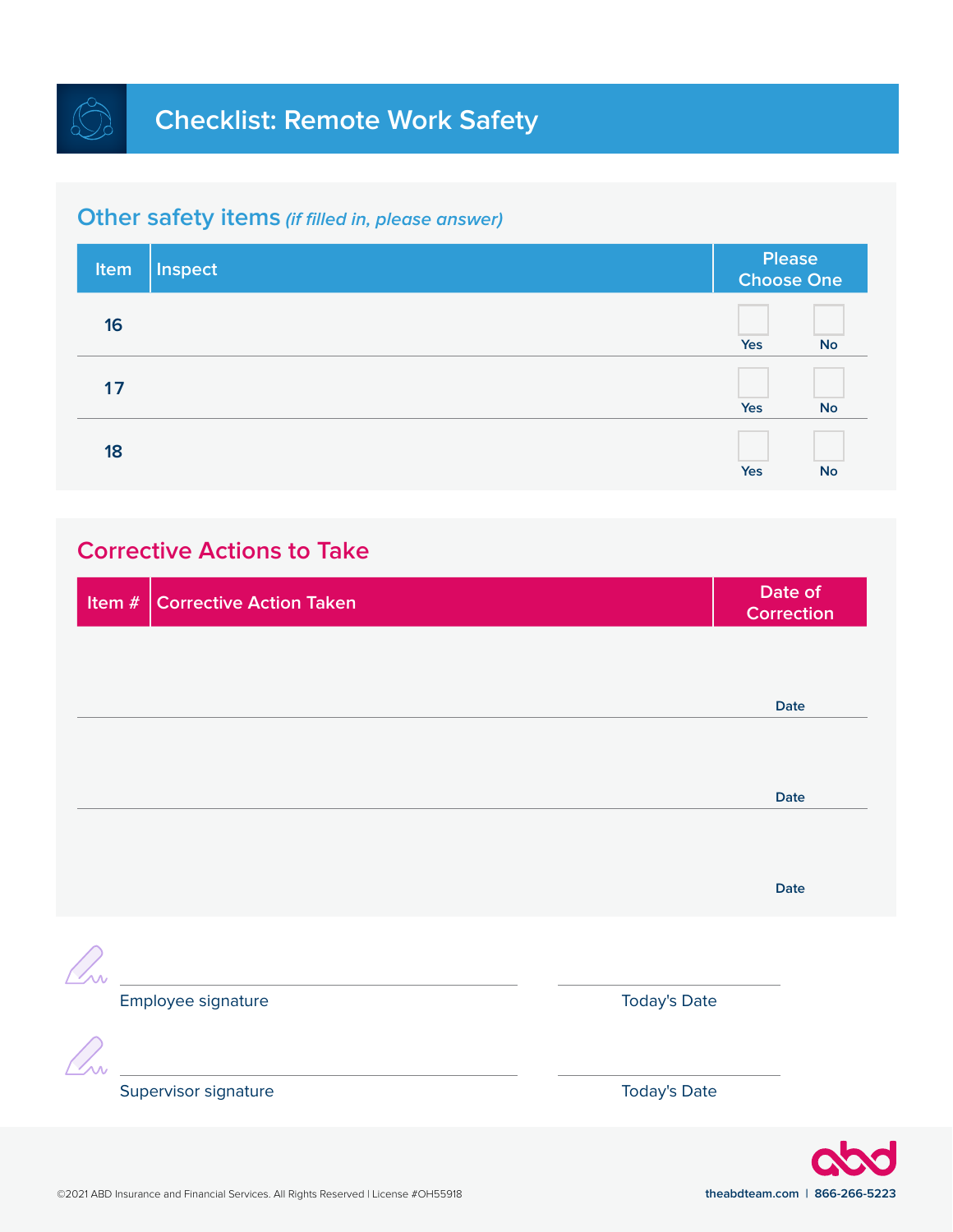# Checklist: Remote Work Safety

## Other safety items *(if filled in, please answer)*

| Item | Inspect | Please Choose One |
|---|---|---|
| 16 | | ☐ Yes ☐ No |
| 17 | | ☐ Yes ☐ No |
| 18 | | ☐ Yes ☐ No |

## Corrective Actions to Take

| Item # | Corrective Action Taken | Date of Correction |
|---|---|---|
| | | Date |
| | | Date |
| | | Date |

Employee signature ____________________ Today's Date ____________________

Supervisor signature ____________________ Today's Date ____________________

©2021 ABD Insurance and Financial Services. All Rights Reserved | License #OH55918

abd

theabdteam.com | 866-266-5223